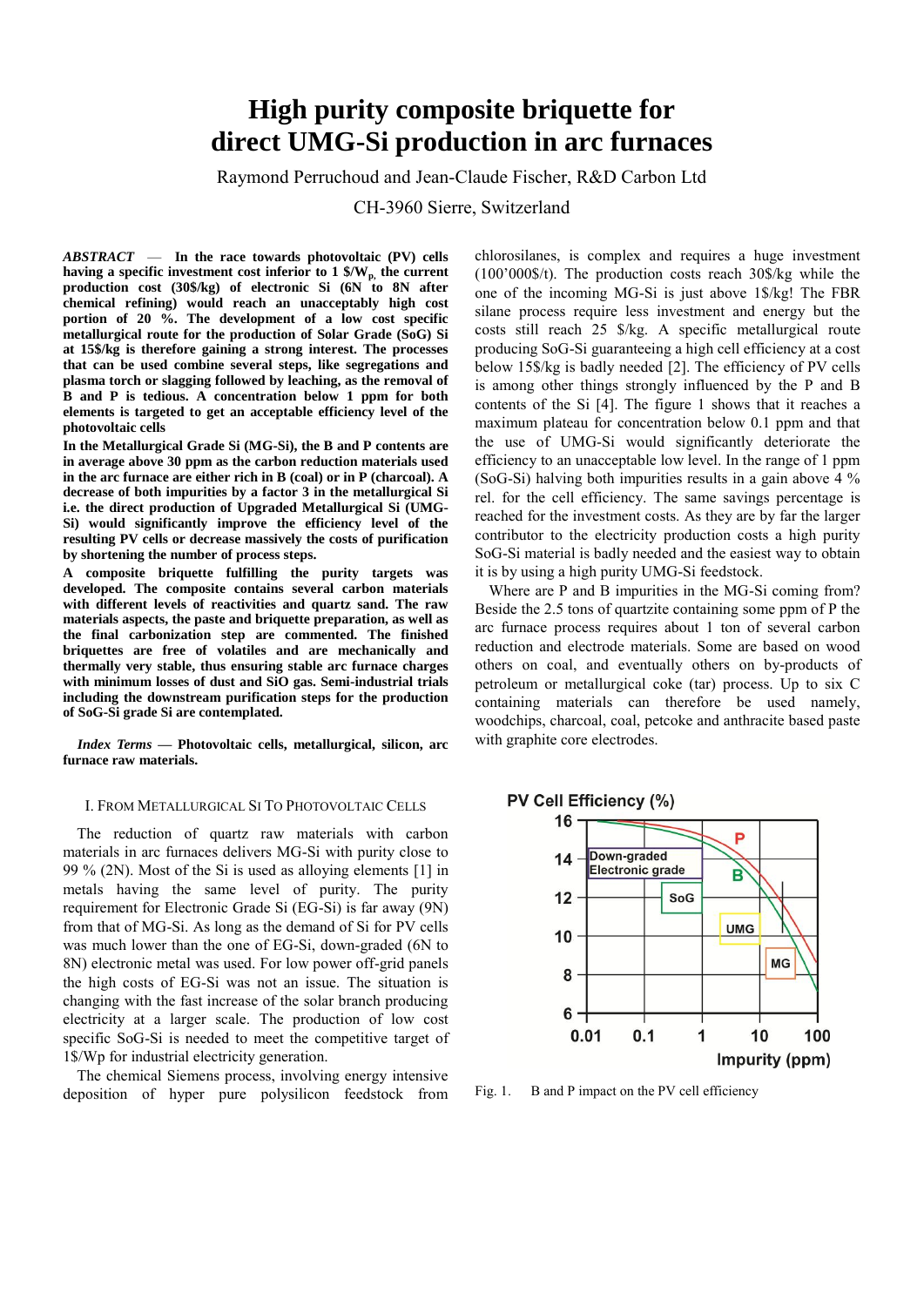# High purity composite briquette for direct UMG-Si production in arc furnaces

Raymond Perruchoud and Jean-Claude Fischer, R&D Carbon Ltd

CH-3960 Sierre, Switzerland

***ABSTRACT* — In the race towards photovoltaic (PV) cells having a specific investment cost inferior to 1 $/$W_p$, the current production cost (30$/kg) of electronic Si (6N to 8N after chemical refining) would reach an unacceptably high cost portion of 20 %. The development of a low cost specific metallurgical route for the production of Solar Grade (SoG) Si at 15$/kg is therefore gaining a strong interest. The processes that can be used combine several steps, like segregations and plasma torch or slagging followed by leaching, as the removal of B and P is tedious. A concentration below 1 ppm for both elements is targeted to get an acceptable efficiency level of the photovoltaic cells**

**In the Metallurgical Grade Si (MG-Si), the B and P contents are in average above 30 ppm as the carbon reduction materials used in the arc furnace are either rich in B (coal) or in P (charcoal). A decrease of both impurities by a factor 3 in the metallurgical Si i.e. the direct production of Upgraded Metallurgical Si (UMG-Si) would significantly improve the efficiency level of the resulting PV cells or decrease massively the costs of purification by shortening the number of process steps.**

**A composite briquette fulfilling the purity targets was developed. The composite contains several carbon materials with different levels of reactivities and quartz sand. The raw materials aspects, the paste and briquette preparation, as well as the final carbonization step are commented. The finished briquettes are free of volatiles and are mechanically and thermally very stable, thus ensuring stable arc furnace charges with minimum losses of dust and SiO gas. Semi-industrial trials including the downstream purification steps for the production of SoG-Si grade Si are contemplated.**

***Index Terms* — Photovoltaic cells, metallurgical, silicon, arc furnace raw materials.**

## I. From Metallurgical Si To Photovoltaic Cells

The reduction of quartz raw materials with carbon materials in arc furnaces delivers MG-Si with purity close to 99 % (2N). Most of the Si is used as alloying elements [1] in metals having the same level of purity. The purity requirement for Electronic Grade Si (EG-Si) is far away (9N) from that of MG-Si. As long as the demand of Si for PV cells was much lower than the one of EG-Si, down-graded (6N to 8N) electronic metal was used. For low power off-grid panels the high costs of EG-Si was not an issue. The situation is changing with the fast increase of the solar branch producing electricity at a larger scale. The production of low cost specific SoG-Si is needed to meet the competitive target of 1$/Wp for industrial electricity generation.

The chemical Siemens process, involving energy intensive deposition of hyper pure polysilicon feedstock from chlorosilanes, is complex and requires a huge investment (100'000$/t). The production costs reach 30$/kg while the one of the incoming MG-Si is just above 1$/kg! The FBR silane process require less investment and energy but the costs still reach 25 $/kg. A specific metallurgical route producing SoG-Si guaranteeing a high cell efficiency at a cost below 15$/kg is badly needed [2]. The efficiency of PV cells is among other things strongly influenced by the P and B contents of the Si [4]. The figure 1 shows that it reaches a maximum plateau for concentration below 0.1 ppm and that the use of UMG-Si would significantly deteriorate the efficiency to an unacceptable low level. In the range of 1 ppm (SoG-Si) halving both impurities results in a gain above 4 % rel. for the cell efficiency. The same savings percentage is reached for the investment costs. As they are by far the larger contributor to the electricity production costs a high purity SoG-Si material is badly needed and the easiest way to obtain it is by using a high purity UMG-Si feedstock.

Where are P and B impurities in the MG-Si coming from? Beside the 2.5 tons of quartzite containing some ppm of P the arc furnace process requires about 1 ton of several carbon reduction and electrode materials. Some are based on wood others on coal, and eventually others on by-products of petroleum or metallurgical coke (tar) process. Up to six C containing materials can therefore be used namely, woodchips, charcoal, coal, petcoke and anthracite based paste with graphite core electrodes.

Fig. 1. B and P impact on the PV cell efficiency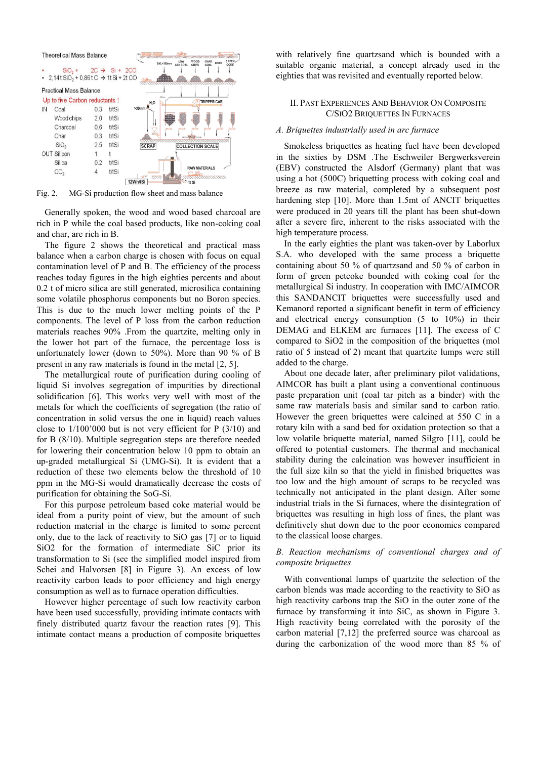Theoretical Mass Balance

- $SiO_2$ + 2C → Si + 2CO
- 2,14 t $SiO_2$ + 0,86 t C → 1 t Si + 2 t CO

Practical Mass Balance

Up to five Carbon reductants !

| | | | |
|---|---|---|---|
| IN | Coal | 0.3 | t/tSi |
| | Wood chips | 2.0 | t/tSi |
| | Charcoal | 0.6 | t/tSi |
| | Char | 0.3 | t/tSi |
| | $SiO_2$ | 2.5 | t/tSi |
| OUT | Silicon | 1 | t |
| | Silica | 0.2 | t/tSi |
| | $CO_2$ | 4 | t/tSi |

Fig. 2. MG-Si production flow sheet and mass balance

Generally spoken, the wood and wood based charcoal are rich in P while the coal based products, like non-coking coal and char, are rich in B.

The figure 2 shows the theoretical and practical mass balance when a carbon charge is chosen with focus on equal contamination level of P and B. The efficiency of the process reaches today figures in the high eighties percents and about 0.2 t of micro silica are still generated, microsilica containing some volatile phosphorus components but no Boron species. This is due to the much lower melting points of the P components. The level of P loss from the carbon reduction materials reaches 90% .From the quartzite, melting only in the lower hot part of the furnace, the percentage loss is unfortunately lower (down to 50%). More than 90 % of B present in any raw materials is found in the metal [2, 5].

The metallurgical route of purification during cooling of liquid Si involves segregation of impurities by directional solidification [6]. This works very well with most of the metals for which the coefficients of segregation (the ratio of concentration in solid versus the one in liquid) reach values close to 1/100'000 but is not very efficient for P (3/10) and for B (8/10). Multiple segregation steps are therefore needed for lowering their concentration below 10 ppm to obtain an up-graded metallurgical Si (UMG-Si). It is evident that a reduction of these two elements below the threshold of 10 ppm in the MG-Si would dramatically decrease the costs of purification for obtaining the SoG-Si.

For this purpose petroleum based coke material would be ideal from a purity point of view, but the amount of such reduction material in the charge is limited to some percent only, due to the lack of reactivity to SiO gas [7] or to liquid SiO2 for the formation of intermediate SiC prior its transformation to Si (see the simplified model inspired from Schei and Halvorsen [8] in Figure 3). An excess of low reactivity carbon leads to poor efficiency and high energy consumption as well as to furnace operation difficulties.

However higher percentage of such low reactivity carbon have been used successfully, providing intimate contacts with finely distributed quartz favour the reaction rates [9]. This intimate contact means a production of composite briquettes with relatively fine quartzsand which is bounded with a suitable organic material, a concept already used in the eighties that was revisited and eventually reported below.

## II. Past Experiences And Behavior On Composite C/SiO2 Briquettes In Furnaces

### A. Briquettes industrially used in arc furnace

Smokeless briquettes as heating fuel have been developed in the sixties by DSM .The Eschweiler Bergwerksverein (EBV) constructed the Alsdorf (Germany) plant that was using a hot (500C) briquetting process with coking coal and breeze as raw material, completed by a subsequent post hardening step [10]. More than 1.5mt of ANCIT briquettes were produced in 20 years till the plant has been shut-down after a severe fire, inherent to the risks associated with the high temperature process.

In the early eighties the plant was taken-over by Laborlux S.A. who developed with the same process a briquette containing about 50 % of quartzsand and 50 % of carbon in form of green petcoke bounded with coking coal for the metallurgical Si industry. In cooperation with IMC/AIMCOR this SANDANCIT briquettes were successfully used and Kemanord reported a significant benefit in term of efficiency and electrical energy consumption (5 to 10%) in their DEMAG and ELKEM arc furnaces [11]. The excess of C compared to SiO2 in the composition of the briquettes (mol ratio of 5 instead of 2) meant that quartzite lumps were still added to the charge.

About one decade later, after preliminary pilot validations, AIMCOR has built a plant using a conventional continuous paste preparation unit (coal tar pitch as a binder) with the same raw materials basis and similar sand to carbon ratio. However the green briquettes were calcined at 550 C in a rotary kiln with a sand bed for oxidation protection so that a low volatile briquette material, named Silgro [11], could be offered to potential customers. The thermal and mechanical stability during the calcination was however insufficient in the full size kiln so that the yield in finished briquettes was too low and the high amount of scraps to be recycled was technically not anticipated in the plant design. After some industrial trials in the Si furnaces, where the disintegration of briquettes was resulting in high loss of fines, the plant was definitively shut down due to the poor economics compared to the classical loose charges.

### B. Reaction mechanisms of conventional charges and of composite briquettes

With conventional lumps of quartzite the selection of the carbon blends was made according to the reactivity to SiO as high reactivity carbons trap the SiO in the outer zone of the furnace by transforming it into SiC, as shown in Figure 3. High reactivity being correlated with the porosity of the carbon material [7,12] the preferred source was charcoal as during the carbonization of the wood more than 85 % of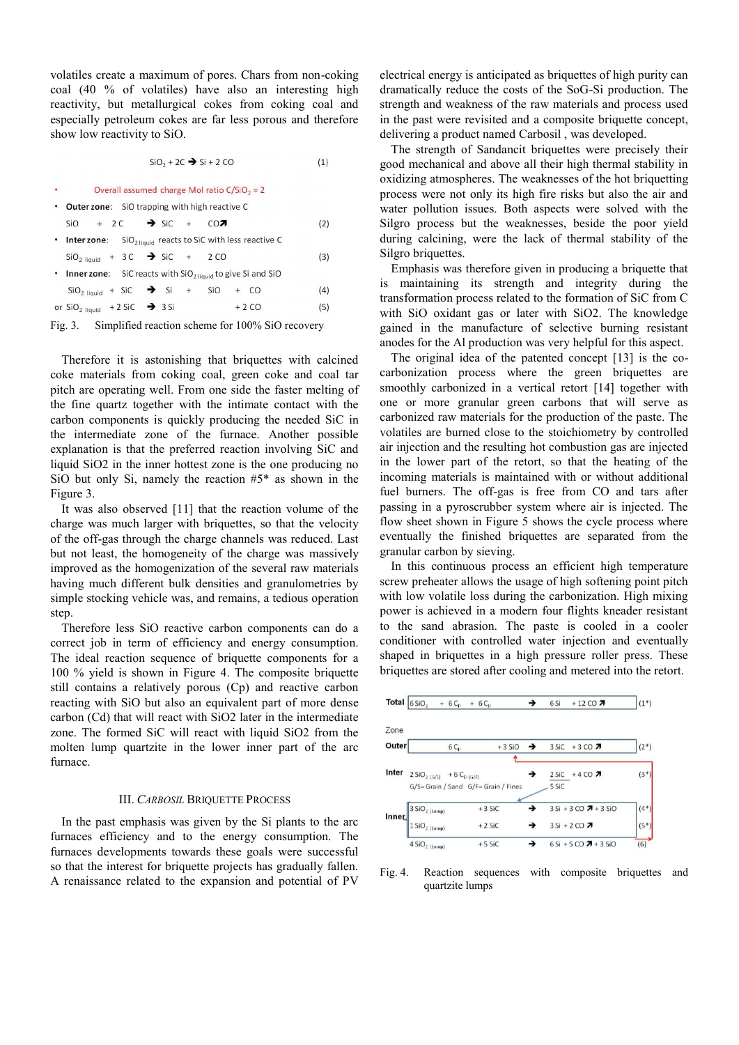volatiles create a maximum of pores. Chars from non-coking coal (40 % of volatiles) have also an interesting high reactivity, but metallurgical cokes from coking coal and especially petroleum cokes are far less porous and therefore show low reactivity to SiO.

$$SiO_2 + 2C \rightarrow Si + 2\,CO \quad (1)$$

- Overall assumed charge Mol ratio $C/SiO_2 = 2$
- **Outer zone**: SiO trapping with high reactive C

$$SiO + 2C \rightarrow SiC + CO\nearrow \quad (2)$$

- **Inter zone**: $SiO_{2\,liquid}$ reacts to SiC with less reactive C

$$SiO_{2\,liquid} + 3C \rightarrow SiC + 2\,CO \quad (3)$$

- **Inner zone**: SiC reacts with $SiO_{2\,liquid}$ to give Si and SiO

$$SiO_{2\,liquid} + SiC \rightarrow Si + SiO + CO \quad (4)$$

$$\text{or } SiO_{2\,liquid} + 2\,SiC \rightarrow 3\,Si + 2\,CO \quad (5)$$

Fig. 3. Simplified reaction scheme for 100% SiO recovery

Therefore it is astonishing that briquettes with calcined coke materials from coking coal, green coke and coal tar pitch are operating well. From one side the faster melting of the fine quartz together with the intimate contact with the carbon components is quickly producing the needed SiC in the intermediate zone of the furnace. Another possible explanation is that the preferred reaction involving SiC and liquid SiO2 in the inner hottest zone is the one producing no SiO but only Si, namely the reaction #5* as shown in the Figure 3.

It was also observed [11] that the reaction volume of the charge was much larger with briquettes, so that the velocity of the off-gas through the charge channels was reduced. Last but not least, the homogeneity of the charge was massively improved as the homogenization of the several raw materials having much different bulk densities and granulometries by simple stocking vehicle was, and remains, a tedious operation step.

Therefore less SiO reactive carbon components can do a correct job in term of efficiency and energy consumption. The ideal reaction sequence of briquette components for a 100 % yield is shown in Figure 4. The composite briquette still contains a relatively porous (Cp) and reactive carbon reacting with SiO but also an equivalent part of more dense carbon (Cd) that will react with SiO2 later in the intermediate zone. The formed SiC will react with liquid SiO2 from the molten lump quartzite in the lower inner part of the arc furnace.

## III. *Carbosil* Briquette Process

In the past emphasis was given by the Si plants to the arc furnaces efficiency and to the energy consumption. The furnaces developments towards these goals were successful so that the interest for briquette projects has gradually fallen. A renaissance related to the expansion and potential of PV electrical energy is anticipated as briquettes of high purity can dramatically reduce the costs of the SoG-Si production. The strength and weakness of the raw materials and process used in the past were revisited and a composite briquette concept, delivering a product named Carbosil , was developed.

The strength of Sandancit briquettes were precisely their good mechanical and above all their high thermal stability in oxidizing atmospheres. The weaknesses of the hot briquetting process were not only its high fire risks but also the air and water pollution issues. Both aspects were solved with the Silgro process but the weaknesses, beside the poor yield during calcining, were the lack of thermal stability of the Silgro briquettes.

Emphasis was therefore given in producing a briquette that is maintaining its strength and integrity during the transformation process related to the formation of SiC from C with SiO oxidant gas or later with SiO2. The knowledge gained in the manufacture of selective burning resistant anodes for the Al production was very helpful for this aspect.

The original idea of the patented concept [13] is the co-carbonization process where the green briquettes are smoothly carbonized in a vertical retort [14] together with one or more granular green carbons that will serve as carbonized raw materials for the production of the paste. The volatiles are burned close to the stoichiometry by controlled air injection and the resulting hot combustion gas are injected in the lower part of the retort, so that the heating of the incoming materials is maintained with or without additional fuel burners. The off-gas is free from CO and tars after passing in a pyroscrubber system where air is injected. The flow sheet shown in Figure 5 shows the cycle process where eventually the finished briquettes are separated from the granular carbon by sieving.

In this continuous process an efficient high temperature screw preheater allows the usage of high softening point pitch with low volatile loss during the carbonization. High mixing power is achieved in a modern four flights kneader resistant to the sand abrasion. The paste is cooled in a cooler conditioner with controlled water injection and eventually shaped in briquettes in a high pressure roller press. These briquettes are stored after cooling and metered into the retort.

| | Reactants | | Products | |
|---|---|---|---|---|
| **Total** | $6\,SiO_2 + 6\,C_P + 6\,C_D$ | $\rightarrow$ | $6\,Si + 12\,CO\nearrow$ | (1*) |
| Zone | | | | |
| **Outer** | $6\,C_P + 3\,SiO$ | $\rightarrow$ | $3\,SiC + 3\,CO\nearrow$ | (2*) |
| **Inter** | $2\,SiO_{2\,(G/S)} + 6\,C_{D\,(G/F)}$ | $\rightarrow$ | $2\,SiC + 4\,CO\nearrow$ | (3*) |
| | G/S= Grain / Sand  G/F= Grain / Fines | | 5 SiC | |
| **Inner** | $3\,SiO_{2\,(lump)} + 3\,SiC$ | $\rightarrow$ | $3\,Si + 3\,CO\nearrow + 3\,SiO$ | (4*) |
| | $1\,SiO_{2\,(lump)} + 2\,SiC$ | $\rightarrow$ | $3\,Si + 2\,CO\nearrow$ | (5*) |
| | $4\,SiO_{2\,(lump)} + 5\,SiC$ | $\rightarrow$ | $6\,Si + 5\,CO\nearrow + 3\,SiO$ | (6) |

Fig. 4. Reaction sequences with composite briquettes and quartzite lumps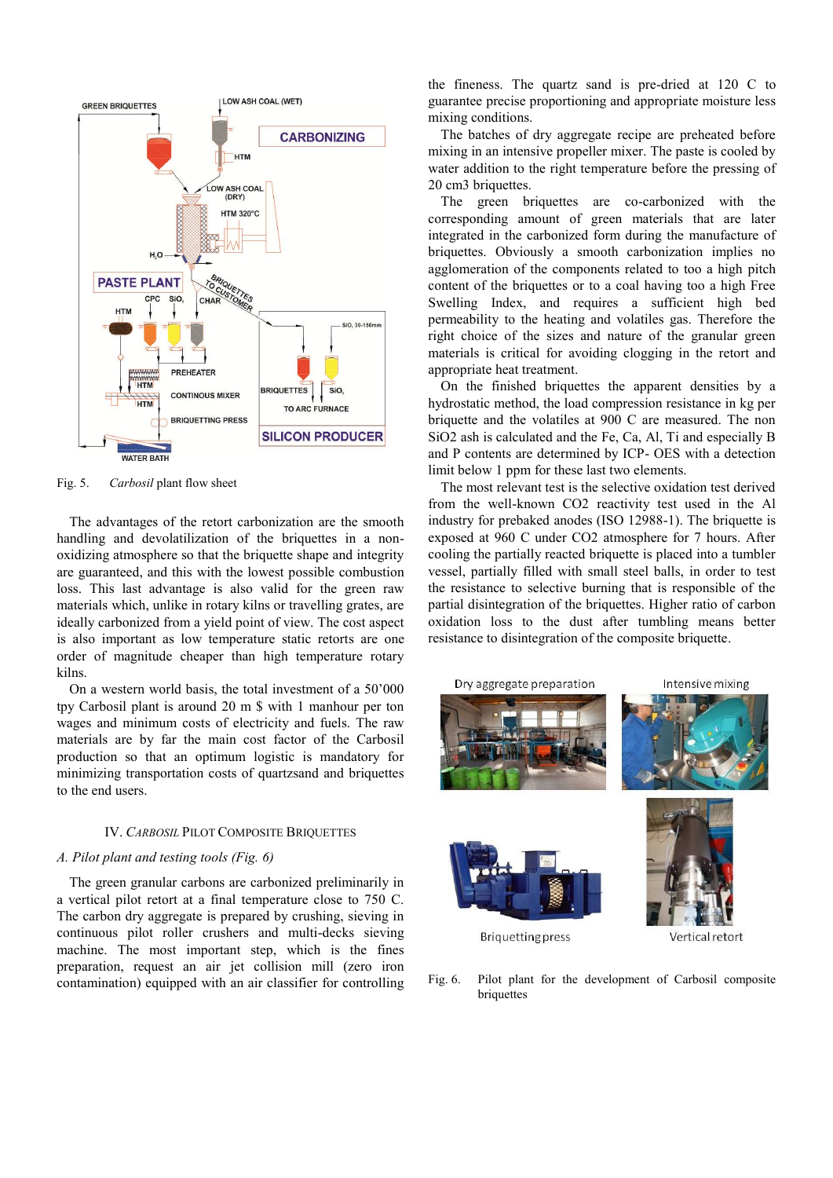Fig. 5. *Carbosil* plant flow sheet

The advantages of the retort carbonization are the smooth handling and devolatilization of the briquettes in a non-oxidizing atmosphere so that the briquette shape and integrity are guaranteed, and this with the lowest possible combustion loss. This last advantage is also valid for the green raw materials which, unlike in rotary kilns or travelling grates, are ideally carbonized from a yield point of view. The cost aspect is also important as low temperature static retorts are one order of magnitude cheaper than high temperature rotary kilns.

On a western world basis, the total investment of a 50'000 tpy Carbosil plant is around 20 m $ with 1 manhour per ton wages and minimum costs of electricity and fuels. The raw materials are by far the main cost factor of the Carbosil production so that an optimum logistic is mandatory for minimizing transportation costs of quartzsand and briquettes to the end users.

## IV. *Carbosil* Pilot Composite Briquettes

### *A. Pilot plant and testing tools (Fig. 6)*

The green granular carbons are carbonized preliminarily in a vertical pilot retort at a final temperature close to 750 C. The carbon dry aggregate is prepared by crushing, sieving in continuous pilot roller crushers and multi-decks sieving machine. The most important step, which is the fines preparation, request an air jet collision mill (zero iron contamination) equipped with an air classifier for controlling the fineness. The quartz sand is pre-dried at 120 C to guarantee precise proportioning and appropriate moisture less mixing conditions.

The batches of dry aggregate recipe are preheated before mixing in an intensive propeller mixer. The paste is cooled by water addition to the right temperature before the pressing of 20 cm3 briquettes.

The green briquettes are co-carbonized with the corresponding amount of green materials that are later integrated in the carbonized form during the manufacture of briquettes. Obviously a smooth carbonization implies no agglomeration of the components related to too a high pitch content of the briquettes or to a coal having too a high Free Swelling Index, and requires a sufficient high bed permeability to the heating and volatiles gas. Therefore the right choice of the sizes and nature of the granular green materials is critical for avoiding clogging in the retort and appropriate heat treatment.

On the finished briquettes the apparent densities by a hydrostatic method, the load compression resistance in kg per briquette and the volatiles at 900 C are measured. The non $SiO_2$ ash is calculated and the Fe, Ca, Al, Ti and especially B and P contents are determined by ICP- OES with a detection limit below 1 ppm for these last two elements.

The most relevant test is the selective oxidation test derived from the well-known $CO_2$ reactivity test used in the Al industry for prebaked anodes (ISO 12988-1). The briquette is exposed at 960 C under $CO_2$ atmosphere for 7 hours. After cooling the partially reacted briquette is placed into a tumbler vessel, partially filled with small steel balls, in order to test the resistance to selective burning that is responsible of the partial disintegration of the briquettes. Higher ratio of carbon oxidation loss to the dust after tumbling means better resistance to disintegration of the composite briquette.

Fig. 6. Pilot plant for the development of Carbosil composite briquettes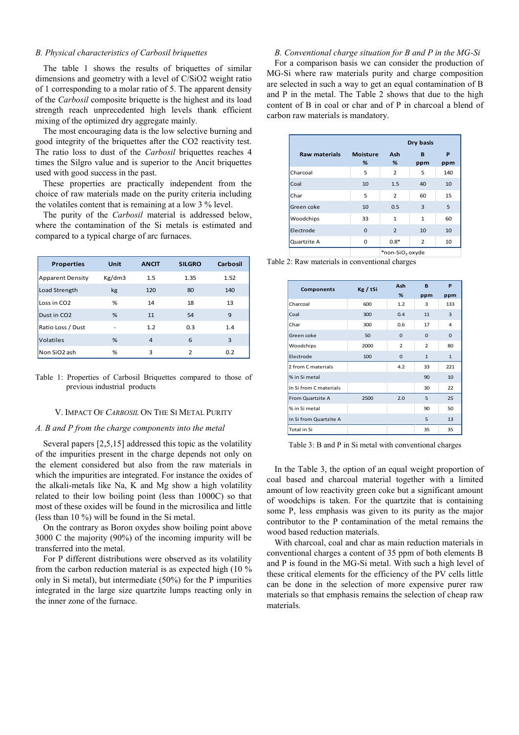### B. Physical characteristics of Carbosil briquettes

The table 1 shows the results of briquettes of similar dimensions and geometry with a level of C/SiO2 weight ratio of 1 corresponding to a molar ratio of 5. The apparent density of the *Carbosil* composite briquette is the highest and its load strength reach unprecedented high levels thank efficient mixing of the optimized dry aggregate mainly.

The most encouraging data is the low selective burning and good integrity of the briquettes after the CO2 reactivity test. The ratio loss to dust of the *Carbosil* briquettes reaches 4 times the Silgro value and is superior to the Ancit briquettes used with good success in the past.

These properties are practically independent from the choice of raw materials made on the purity criteria including the volatiles content that is remaining at a low 3 % level.

The purity of the *Carbosil* material is addressed below, where the contamination of the Si metals is estimated and compared to a typical charge of arc furnaces.

| Properties | Unit | ANCIT | SILGRO | Carbosil |
|---|---|---|---|---|
| Apparent Density | Kg/dm3 | 1.5 | 1.35 | 1.52 |
| Load Strength | kg | 120 | 80 | 140 |
| Loss in CO2 | % | 14 | 18 | 13 |
| Dust in CO2 | % | 11 | 54 | 9 |
| Ratio Loss / Dust | - | 1.2 | 0.3 | 1.4 |
| Volatiles | % | 4 | 6 | 3 |
| Non SiO2 ash | % | 3 | 2 | 0.2 |

Table 1: Properties of Carbosil Briquettes compared to those of previous industrial products

## V. Impact Of *Carbosil* On The Si Metal Purity

### A. B and P from the charge components into the metal

Several papers [2,5,15] addressed this topic as the volatility of the impurities present in the charge depends not only on the element considered but also from the raw materials in which the impurities are integrated. For instance the oxides of the alkali-metals like Na, K and Mg show a high volatility related to their low boiling point (less than 1000C) so that most of these oxides will be found in the microsilica and little (less than 10 %) will be found in the Si metal.

On the contrary as Boron oxydes show boiling point above 3000 C the majority (90%) of the incoming impurity will be transferred into the metal.

For P different distributions were observed as its volatility from the carbon reduction material is as expected high (10 % only in Si metal), but intermediate (50%) for the P impurities integrated in the large size quartzite lumps reacting only in the inner zone of the furnace.

### B. Conventional charge situation for B and P in the MG-Si

For a comparison basis we can consider the production of MG-Si where raw materials purity and charge composition are selected in such a way to get an equal contamination of B and P in the metal. The Table 2 shows that due to the high content of B in coal or char and of P in charcoal a blend of carbon raw materials is mandatory.

| Raw materials | Moisture % | Ash % (Dry basis) | B ppm (Dry basis) | P ppm (Dry basis) |
|---|---|---|---|---|
| Charcoal | 5 | 2 | 5 | 140 |
| Coal | 10 | 1.5 | 40 | 10 |
| Char | 5 | 2 | 60 | 15 |
| Green coke | 10 | 0.5 | 3 | 5 |
| Woodchips | 33 | 1 | 1 | 60 |
| Electrode | 0 | 2 | 10 | 10 |
| Quartzite A | 0 | 0.8* | 2 | 10 |
| | | *non-$SiO_2$ oxyde | | |

Table 2: Raw materials in conventional charges

| Components | Kg / tSi | Ash % | B ppm | P ppm |
|---|---|---|---|---|
| Charcoal | 600 | 1.2 | 3 | 133 |
| Coal | 300 | 0.4 | 11 | 3 |
| Char | 300 | 0.6 | 17 | 4 |
| Green coke | 50 | 0 | 0 | 0 |
| Woodchips | 2000 | 2 | 2 | 80 |
| Electrode | 100 | 0 | 1 | 1 |
| Σ from C materials | | 4.2 | 33 | 221 |
| % in Si metal | | | 90 | 10 |
| In Si from C materials | | | 30 | 22 |
| From Quartzite A | 2500 | 2.0 | 5 | 25 |
| % in Si metal | | | 90 | 50 |
| In Si from Quartzite A | | | 5 | 13 |
| Total in Si | | | 35 | 35 |

Table 3: B and P in Si metal with conventional charges

In the Table 3, the option of an equal weight proportion of coal based and charcoal material together with a limited amount of low reactivity green coke but a significant amount of woodchips is taken. For the quartzite that is containing some P, less emphasis was given to its purity as the major contributor to the P contamination of the metal remains the wood based reduction materials.

With charcoal, coal and char as main reduction materials in conventional charges a content of 35 ppm of both elements B and P is found in the MG-Si metal. With such a high level of these critical elements for the efficiency of the PV cells little can be done in the selection of more expensive purer raw materials so that emphasis remains the selection of cheap raw materials.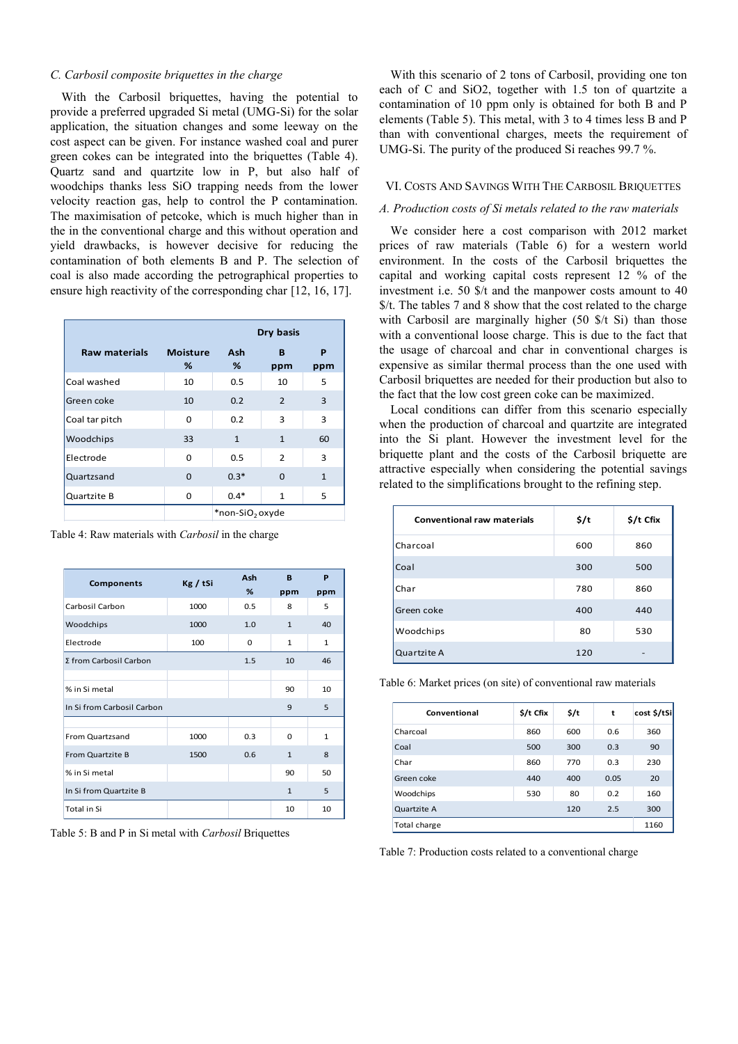### C. Carbosil composite briquettes in the charge

With the Carbosil briquettes, having the potential to provide a preferred upgraded Si metal (UMG-Si) for the solar application, the situation changes and some leeway on the cost aspect can be given. For instance washed coal and purer green cokes can be integrated into the briquettes (Table 4). Quartz sand and quartzite low in P, but also half of woodchips thanks less SiO trapping needs from the lower velocity reaction gas, help to control the P contamination. The maximisation of petcoke, which is much higher than in the in the conventional charge and this without operation and yield drawbacks, is however decisive for reducing the contamination of both elements B and P. The selection of coal is also made according the petrographical properties to ensure high reactivity of the corresponding char [12, 16, 17].

| Raw materials | Moisture % | Dry basis Ash % | B ppm | P ppm |
|---|---|---|---|---|
| Coal washed | 10 | 0.5 | 10 | 5 |
| Green coke | 10 | 0.2 | 2 | 3 |
| Coal tar pitch | 0 | 0.2 | 3 | 3 |
| Woodchips | 33 | 1 | 1 | 60 |
| Electrode | 0 | 0.5 | 2 | 3 |
| Quartzsand | 0 | 0.3* | 0 | 1 |
| Quartzite B | 0 | 0.4* | 1 | 5 |
| | | *non-$SiO_2$ oxyde | | |

Table 4: Raw materials with *Carbosil* in the charge

| Components | Kg / tSi | Ash % | B ppm | P ppm |
|---|---|---|---|---|
| Carbosil Carbon | 1000 | 0.5 | 8 | 5 |
| Woodchips | 1000 | 1.0 | 1 | 40 |
| Electrode | 100 | 0 | 1 | 1 |
| Σ from Carbosil Carbon | | 1.5 | 10 | 46 |
| | | | | |
| % in Si metal | | | 90 | 10 |
| In Si from Carbosil Carbon | | | 9 | 5 |
| | | | | |
| From Quartzsand | 1000 | 0.3 | 0 | 1 |
| From Quartzite B | 1500 | 0.6 | 1 | 8 |
| % in Si metal | | | 90 | 50 |
| In Si from Quartzite B | | | 1 | 5 |
| Total in Si | | | 10 | 10 |

Table 5: B and P in Si metal with *Carbosil* Briquettes

With this scenario of 2 tons of Carbosil, providing one ton each of C and SiO2, together with 1.5 ton of quartzite a contamination of 10 ppm only is obtained for both B and P elements (Table 5). This metal, with 3 to 4 times less B and P than with conventional charges, meets the requirement of UMG-Si. The purity of the produced Si reaches 99.7 %.

## VI. Costs and Savings with the Carbosil Briquettes

### A. Production costs of Si metals related to the raw materials

We consider here a cost comparison with 2012 market prices of raw materials (Table 6) for a western world environment. In the costs of the Carbosil briquettes the capital and working capital costs represent 12 % of the investment i.e. 50 $/t and the manpower costs amount to 40 $/t. The tables 7 and 8 show that the cost related to the charge with Carbosil are marginally higher (50 $/t Si) than those with a conventional loose charge. This is due to the fact that the usage of charcoal and char in conventional charges is expensive as similar thermal process than the one used with Carbosil briquettes are needed for their production but also to the fact that the low cost green coke can be maximized.

Local conditions can differ from this scenario especially when the production of charcoal and quartzite are integrated into the Si plant. However the investment level for the briquette plant and the costs of the Carbosil briquette are attractive especially when considering the potential savings related to the simplifications brought to the refining step.

| Conventional raw materials | $/t | $/t Cfix |
|---|---|---|
| Charcoal | 600 | 860 |
| Coal | 300 | 500 |
| Char | 780 | 860 |
| Green coke | 400 | 440 |
| Woodchips | 80 | 530 |
| Quartzite A | 120 | - |

Table 6: Market prices (on site) of conventional raw materials

| Conventional | $/t Cfix | $/t | t | cost $/tSi |
|---|---|---|---|---|
| Charcoal | 860 | 600 | 0.6 | 360 |
| Coal | 500 | 300 | 0.3 | 90 |
| Char | 860 | 770 | 0.3 | 230 |
| Green coke | 440 | 400 | 0.05 | 20 |
| Woodchips | 530 | 80 | 0.2 | 160 |
| Quartzite A | | 120 | 2.5 | 300 |
| Total charge | | | | 1160 |

Table 7: Production costs related to a conventional charge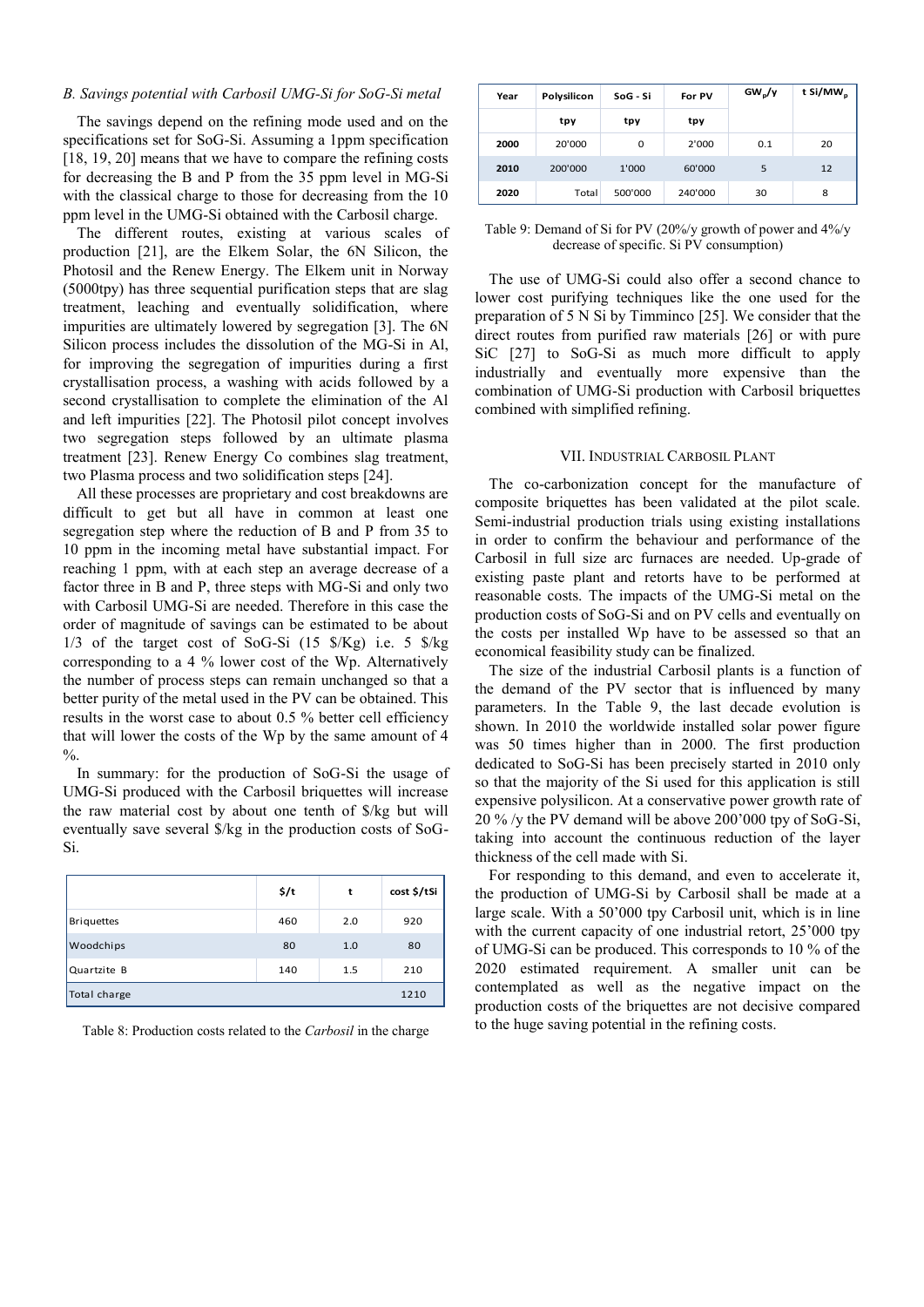### *B. Savings potential with Carbosil UMG-Si for SoG-Si metal*

The savings depend on the refining mode used and on the specifications set for SoG-Si. Assuming a 1ppm specification [18, 19, 20] means that we have to compare the refining costs for decreasing the B and P from the 35 ppm level in MG-Si with the classical charge to those for decreasing from the 10 ppm level in the UMG-Si obtained with the Carbosil charge.

The different routes, existing at various scales of production [21], are the Elkem Solar, the 6N Silicon, the Photosil and the Renew Energy. The Elkem unit in Norway (5000tpy) has three sequential purification steps that are slag treatment, leaching and eventually solidification, where impurities are ultimately lowered by segregation [3]. The 6N Silicon process includes the dissolution of the MG-Si in Al, for improving the segregation of impurities during a first crystallisation process, a washing with acids followed by a second crystallisation to complete the elimination of the Al and left impurities [22]. The Photosil pilot concept involves two segregation steps followed by an ultimate plasma treatment [23]. Renew Energy Co combines slag treatment, two Plasma process and two solidification steps [24].

All these processes are proprietary and cost breakdowns are difficult to get but all have in common at least one segregation step where the reduction of B and P from 35 to 10 ppm in the incoming metal have substantial impact. For reaching 1 ppm, with at each step an average decrease of a factor three in B and P, three steps with MG-Si and only two with Carbosil UMG-Si are needed. Therefore in this case the order of magnitude of savings can be estimated to be about 1/3 of the target cost of SoG-Si (15 \$/Kg) i.e. 5 \$/kg corresponding to a 4 % lower cost of the Wp. Alternatively the number of process steps can remain unchanged so that a better purity of the metal used in the PV can be obtained. This results in the worst case to about 0.5 % better cell efficiency that will lower the costs of the Wp by the same amount of 4 %.

In summary: for the production of SoG-Si the usage of UMG-Si produced with the Carbosil briquettes will increase the raw material cost by about one tenth of \$/kg but will eventually save several \$/kg in the production costs of SoG-Si.

| | \$/t | t | cost \$/tSi |
|---|---|---|---|
| Briquettes | 460 | 2.0 | 920 |
| Woodchips | 80 | 1.0 | 80 |
| Quartzite B | 140 | 1.5 | 210 |
| Total charge | | | 1210 |

Table 8: Production costs related to the *Carbosil* in the charge

| Year | Polysilicon | SoG - Si | For PV | $GW_p$/y | t Si/$MW_p$ |
|---|---|---|---|---|---|
| | tpy | tpy | tpy | | |
| 2000 | 20'000 | 0 | 2'000 | 0.1 | 20 |
| 2010 | 200'000 | 1'000 | 60'000 | 5 | 12 |
| 2020 | Total | 500'000 | 240'000 | 30 | 8 |

Table 9: Demand of Si for PV (20%/y growth of power and 4%/y decrease of specific. Si PV consumption)

The use of UMG-Si could also offer a second chance to lower cost purifying techniques like the one used for the preparation of 5 N Si by Timminco [25]. We consider that the direct routes from purified raw materials [26] or with pure SiC [27] to SoG-Si as much more difficult to apply industrially and eventually more expensive than the combination of UMG-Si production with Carbosil briquettes combined with simplified refining.

## VII. INDUSTRIAL CARBOSIL PLANT

The co-carbonization concept for the manufacture of composite briquettes has been validated at the pilot scale. Semi-industrial production trials using existing installations in order to confirm the behaviour and performance of the Carbosil in full size arc furnaces are needed. Up-grade of existing paste plant and retorts have to be performed at reasonable costs. The impacts of the UMG-Si metal on the production costs of SoG-Si and on PV cells and eventually on the costs per installed Wp have to be assessed so that an economical feasibility study can be finalized.

The size of the industrial Carbosil plants is a function of the demand of the PV sector that is influenced by many parameters. In the Table 9, the last decade evolution is shown. In 2010 the worldwide installed solar power figure was 50 times higher than in 2000. The first production dedicated to SoG-Si has been precisely started in 2010 only so that the majority of the Si used for this application is still expensive polysilicon. At a conservative power growth rate of 20 % /y the PV demand will be above 200'000 tpy of SoG-Si, taking into account the continuous reduction of the layer thickness of the cell made with Si.

For responding to this demand, and even to accelerate it, the production of UMG-Si by Carbosil shall be made at a large scale. With a 50'000 tpy Carbosil unit, which is in line with the current capacity of one industrial retort, 25'000 tpy of UMG-Si can be produced. This corresponds to 10 % of the 2020 estimated requirement. A smaller unit can be contemplated as well as the negative impact on the production costs of the briquettes are not decisive compared to the huge saving potential in the refining costs.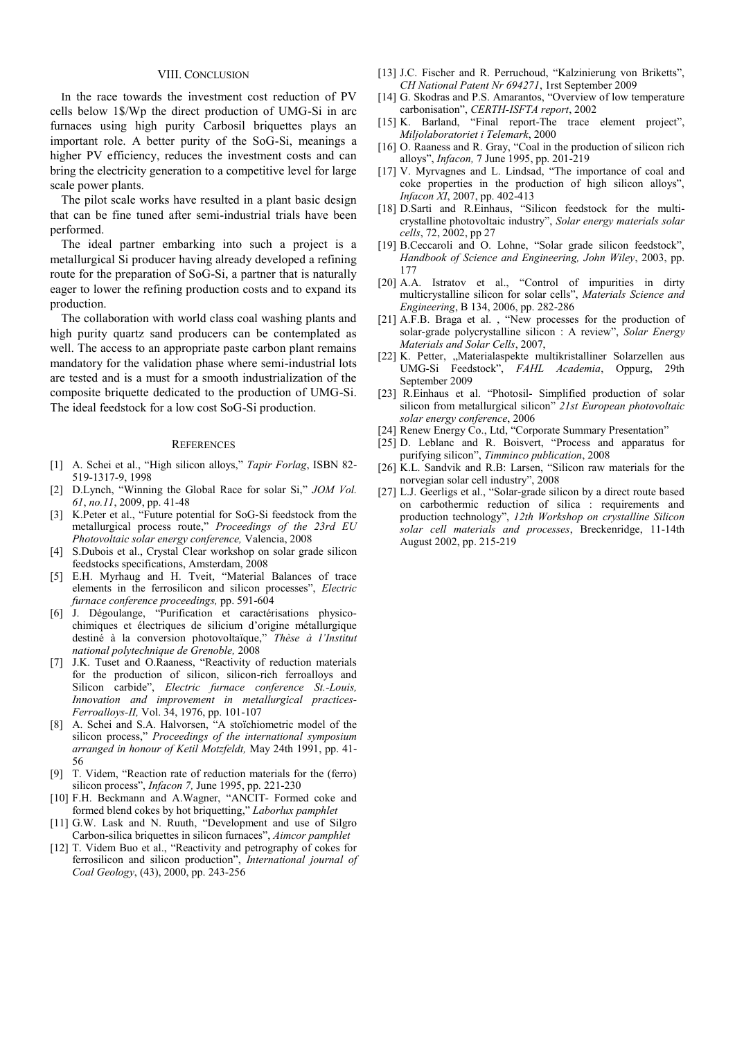## VIII. Conclusion

In the race towards the investment cost reduction of PV cells below 1$/Wp the direct production of UMG-Si in arc furnaces using high purity Carbosil briquettes plays an important role. A better purity of the SoG-Si, meanings a higher PV efficiency, reduces the investment costs and can bring the electricity generation to a competitive level for large scale power plants.

The pilot scale works have resulted in a plant basic design that can be fine tuned after semi-industrial trials have been performed.

The ideal partner embarking into such a project is a metallurgical Si producer having already developed a refining route for the preparation of SoG-Si, a partner that is naturally eager to lower the refining production costs and to expand its production.

The collaboration with world class coal washing plants and high purity quartz sand producers can be contemplated as well. The access to an appropriate paste carbon plant remains mandatory for the validation phase where semi-industrial lots are tested and is a must for a smooth industrialization of the composite briquette dedicated to the production of UMG-Si. The ideal feedstock for a low cost SoG-Si production.

## References

[1] A. Schei et al., "High silicon alloys," *Tapir Forlag*, ISBN 82-519-1317-9, 1998

[2] D.Lynch, "Winning the Global Race for solar Si," *JOM Vol. 61*, *no.11*, 2009, pp. 41-48

[3] K.Peter et al., "Future potential for SoG-Si feedstock from the metallurgical process route," *Proceedings of the 23rd EU Photovoltaic solar energy conference,* Valencia, 2008

[4] S.Dubois et al., Crystal Clear workshop on solar grade silicon feedstocks specifications, Amsterdam, 2008

[5] E.H. Myrhaug and H. Tveit, "Material Balances of trace elements in the ferrosilicon and silicon processes", *Electric furnace conference proceedings,* pp. 591-604

[6] J. Dégoulange, "Purification et caractérisations physico-chimiques et électriques de silicium d'origine métallurgique destiné à la conversion photovoltaïque," *Thèse à l'Institut national polytechnique de Grenoble,* 2008

[7] J.K. Tuset and O.Raaness, "Reactivity of reduction materials for the production of silicon, silicon-rich ferroalloys and Silicon carbide", *Electric furnace conference St.-Louis, Innovation and improvement in metallurgical practices-Ferroalloys-II,* Vol. 34, 1976, pp. 101-107

[8] A. Schei and S.A. Halvorsen, "A stoïchiometric model of the silicon process," *Proceedings of the international symposium arranged in honour of Ketil Motzfeldt,* May 24th 1991, pp. 41-56

[9] T. Videm, "Reaction rate of reduction materials for the (ferro) silicon process", *Infacon 7,* June 1995, pp. 221-230

[10] F.H. Beckmann and A.Wagner, "ANCIT- Formed coke and formed blend cokes by hot briquetting," *Laborlux pamphlet*

[11] G.W. Lask and N. Ruuth, "Development and use of Silgro Carbon-silica briquettes in silicon furnaces", *Aimcor pamphlet*

[12] T. Videm Buo et al., "Reactivity and petrography of cokes for ferrosilicon and silicon production", *International journal of Coal Geology*, (43), 2000, pp. 243-256

[13] J.C. Fischer and R. Perruchoud, "Kalzinierung von Briketts", *CH National Patent Nr 694271*, 1rst September 2009

[14] G. Skodras and P.S. Amarantos, "Overview of low temperature carbonisation", *CERTH-ISFTA report*, 2002

[15] K. Barland, "Final report-The trace element project", *Miljolaboratoriet i Telemark*, 2000

[16] O. Raaness and R. Gray, "Coal in the production of silicon rich alloys", *Infacon,* 7 June 1995, pp. 201-219

[17] V. Myrvagnes and L. Lindsad, "The importance of coal and coke properties in the production of high silicon alloys", *Infacon XI*, 2007, pp. 402-413

[18] D.Sarti and R.Einhaus, "Silicon feedstock for the multi-crystalline photovoltaic industry", *Solar energy materials solar cells*, 72, 2002, pp 27

[19] B.Ceccaroli and O. Lohne, "Solar grade silicon feedstock", *Handbook of Science and Engineering, John Wiley*, 2003, pp. 177

[20] A.A. Istratov et al., "Control of impurities in dirty multicrystalline silicon for solar cells", *Materials Science and Engineering*, B 134, 2006, pp. 282-286

[21] A.F.B. Braga et al. , "New processes for the production of solar-grade polycrystalline silicon : A review", *Solar Energy Materials and Solar Cells*, 2007,

[22] K. Petter, „Materialaspekte multikristalliner Solarzellen aus UMG-Si Feedstock", *FAHL Academia*, Oppurg, 29th September 2009

[23] R.Einhaus et al. "Photosil- Simplified production of solar silicon from metallurgical silicon" *21st European photovoltaic solar energy conference*, 2006

[24] Renew Energy Co., Ltd, "Corporate Summary Presentation"

[25] D. Leblanc and R. Boisvert, "Process and apparatus for purifying silicon", *Timminco publication*, 2008

[26] K.L. Sandvik and R.B: Larsen, "Silicon raw materials for the norvegian solar cell industry", 2008

[27] L.J. Geerligs et al., "Solar-grade silicon by a direct route based on carbothermic reduction of silica : requirements and production technology", *12th Workshop on crystalline Silicon solar cell materials and processes*, Breckenridge, 11-14th August 2002, pp. 215-219